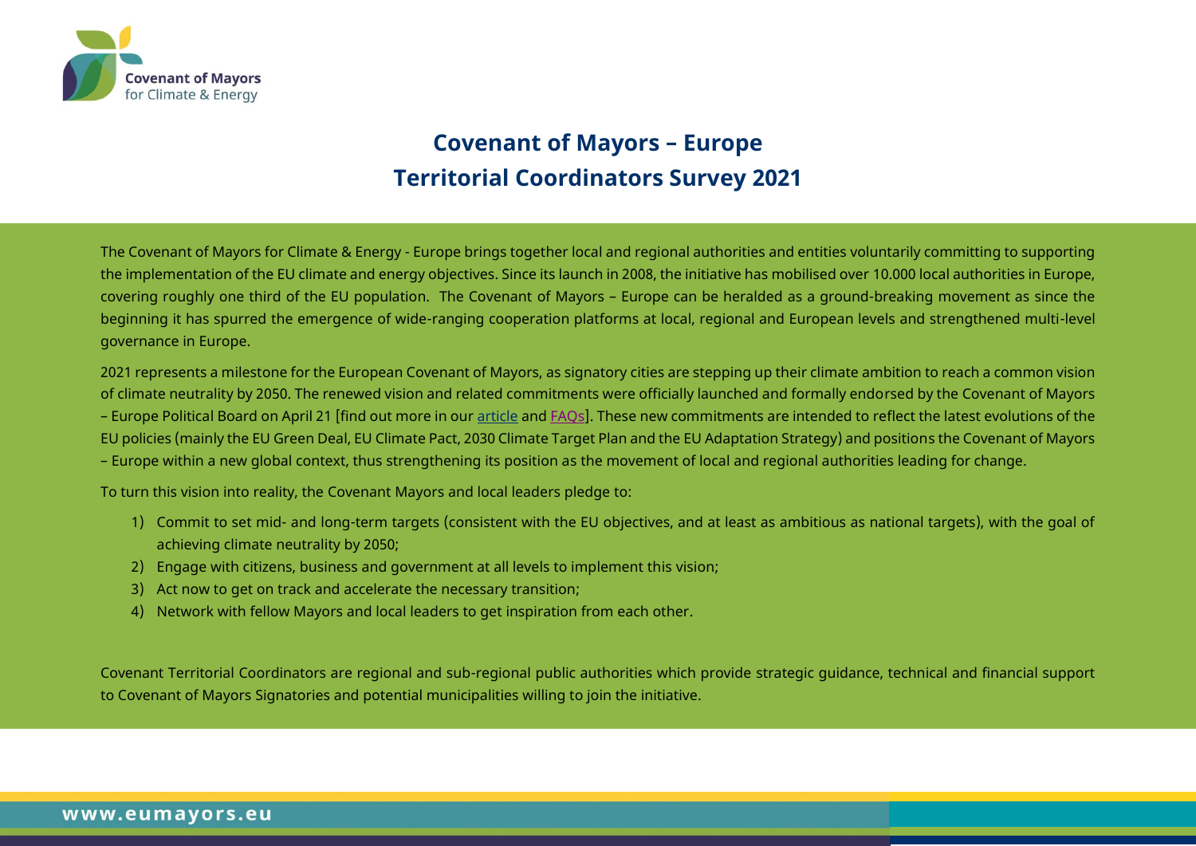Covenant of Mayors
for Climate & Energy

# Covenant of Mayors – Europe
# Territorial Coordinators Survey 2021

The Covenant of Mayors for Climate & Energy - Europe brings together local and regional authorities and entities voluntarily committing to supporting the implementation of the EU climate and energy objectives. Since its launch in 2008, the initiative has mobilised over 10.000 local authorities in Europe, covering roughly one third of the EU population. The Covenant of Mayors – Europe can be heralded as a ground-breaking movement as since the beginning it has spurred the emergence of wide-ranging cooperation platforms at local, regional and European levels and strengthened multi-level governance in Europe.

2021 represents a milestone for the European Covenant of Mayors, as signatory cities are stepping up their climate ambition to reach a common vision of climate neutrality by 2050. The renewed vision and related commitments were officially launched and formally endorsed by the Covenant of Mayors – Europe Political Board on April 21 [find out more in our article and FAQs]. These new commitments are intended to reflect the latest evolutions of the EU policies (mainly the EU Green Deal, EU Climate Pact, 2030 Climate Target Plan and the EU Adaptation Strategy) and positions the Covenant of Mayors – Europe within a new global context, thus strengthening its position as the movement of local and regional authorities leading for change.

To turn this vision into reality, the Covenant Mayors and local leaders pledge to:

1) Commit to set mid- and long-term targets (consistent with the EU objectives, and at least as ambitious as national targets), with the goal of achieving climate neutrality by 2050;
2) Engage with citizens, business and government at all levels to implement this vision;
3) Act now to get on track and accelerate the necessary transition;
4) Network with fellow Mayors and local leaders to get inspiration from each other.

Covenant Territorial Coordinators are regional and sub-regional public authorities which provide strategic guidance, technical and financial support to Covenant of Mayors Signatories and potential municipalities willing to join the initiative.

www.eumayors.eu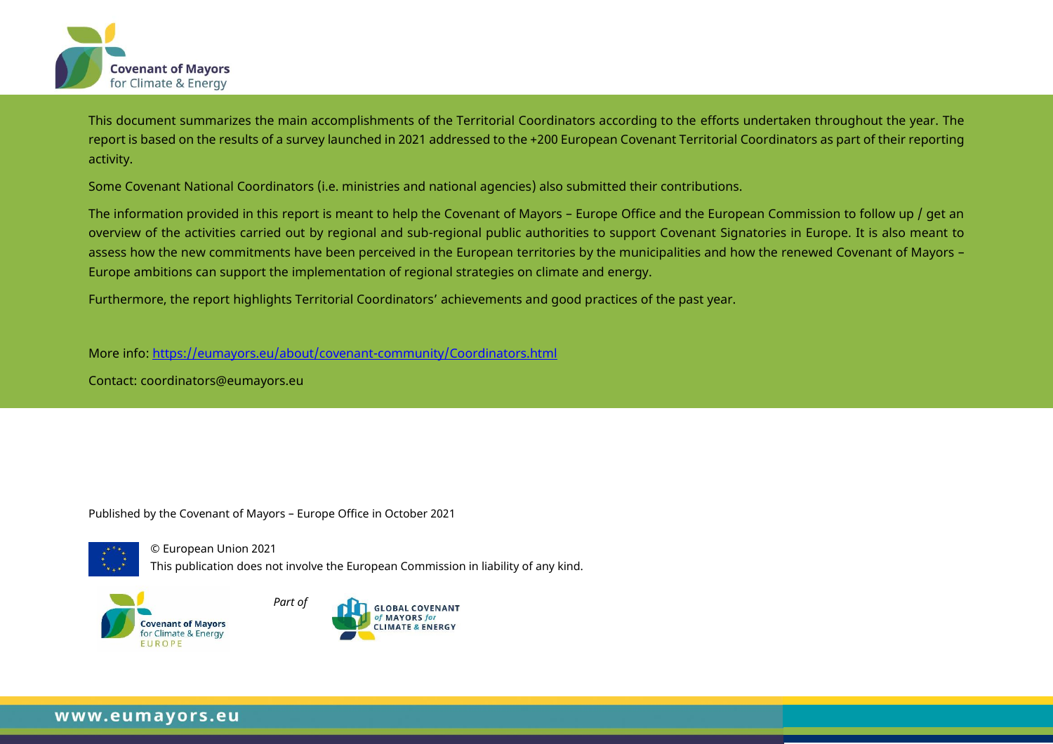This document summarizes the main accomplishments of the Territorial Coordinators according to the efforts undertaken throughout the year. The report is based on the results of a survey launched in 2021 addressed to the +200 European Covenant Territorial Coordinators as part of their reporting activity.

Some Covenant National Coordinators (i.e. ministries and national agencies) also submitted their contributions.

The information provided in this report is meant to help the Covenant of Mayors – Europe Office and the European Commission to follow up / get an overview of the activities carried out by regional and sub-regional public authorities to support Covenant Signatories in Europe. It is also meant to assess how the new commitments have been perceived in the European territories by the municipalities and how the renewed Covenant of Mayors – Europe ambitions can support the implementation of regional strategies on climate and energy.

Furthermore, the report highlights Territorial Coordinators' achievements and good practices of the past year.

More info: https://eumayors.eu/about/covenant-community/Coordinators.html

Contact: coordinators@eumayors.eu

Published by the Covenant of Mayors – Europe Office in October 2021

© European Union 2021
This publication does not involve the European Commission in liability of any kind.

*Part of*

www.eumayors.eu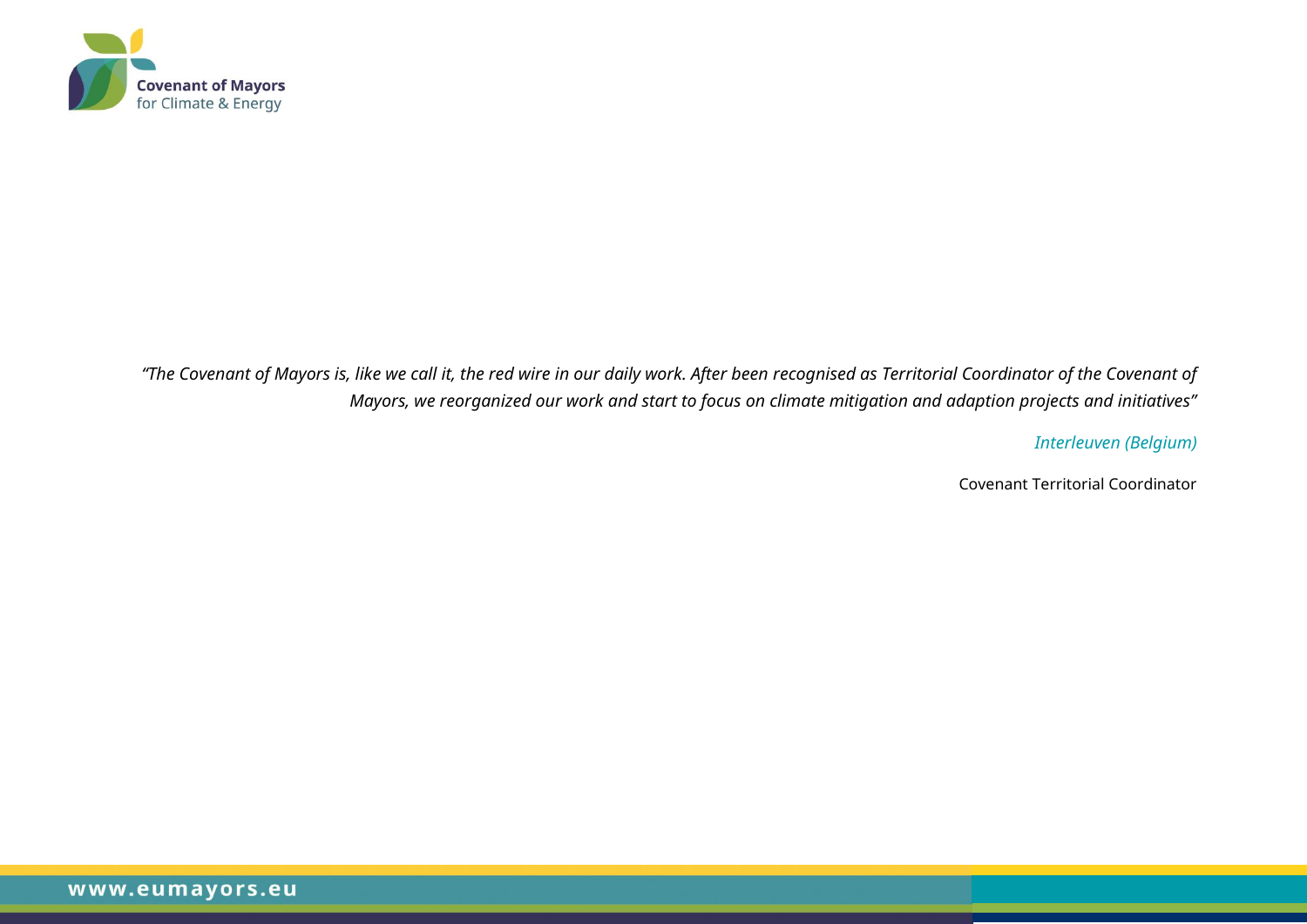*"The Covenant of Mayors is, like we call it, the red wire in our daily work. After been recognised as Territorial Coordinator of the Covenant of Mayors, we reorganized our work and start to focus on climate mitigation and adaption projects and initiatives"*

*Interleuven (Belgium)*

Covenant Territorial Coordinator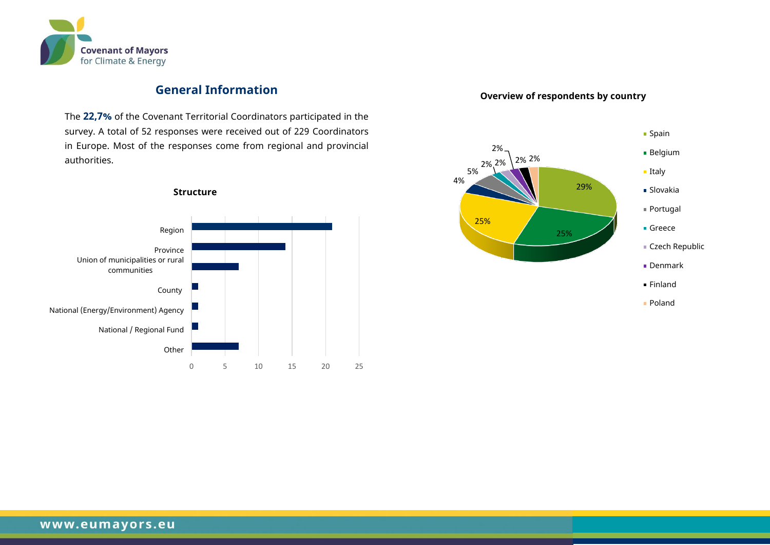## General Information

The **22,7%** of the Covenant Territorial Coordinators participated in the survey. A total of 52 responses were received out of 229 Coordinators in Europe. Most of the responses come from regional and provincial authorities.

**Structure**

| Structure | Responses |
|---|---|
| Region | 21 |
| Province | 14 |
| Union of municipalities or rural communities | 7 |
| County | 1 |
| National (Energy/Environment) Agency | 1 |
| National / Regional Fund | 1 |
| Other | 7 |

**Overview of respondents by country**

| Country | Share |
|---|---|
| Spain | 29% |
| Belgium | 25% |
| Italy | 25% |
| Slovakia | 4% |
| Portugal | 5% |
| Greece | 2% |
| Czech Republic | 2% |
| Denmark | 2% |
| Finland | 2% |
| Poland | 2% |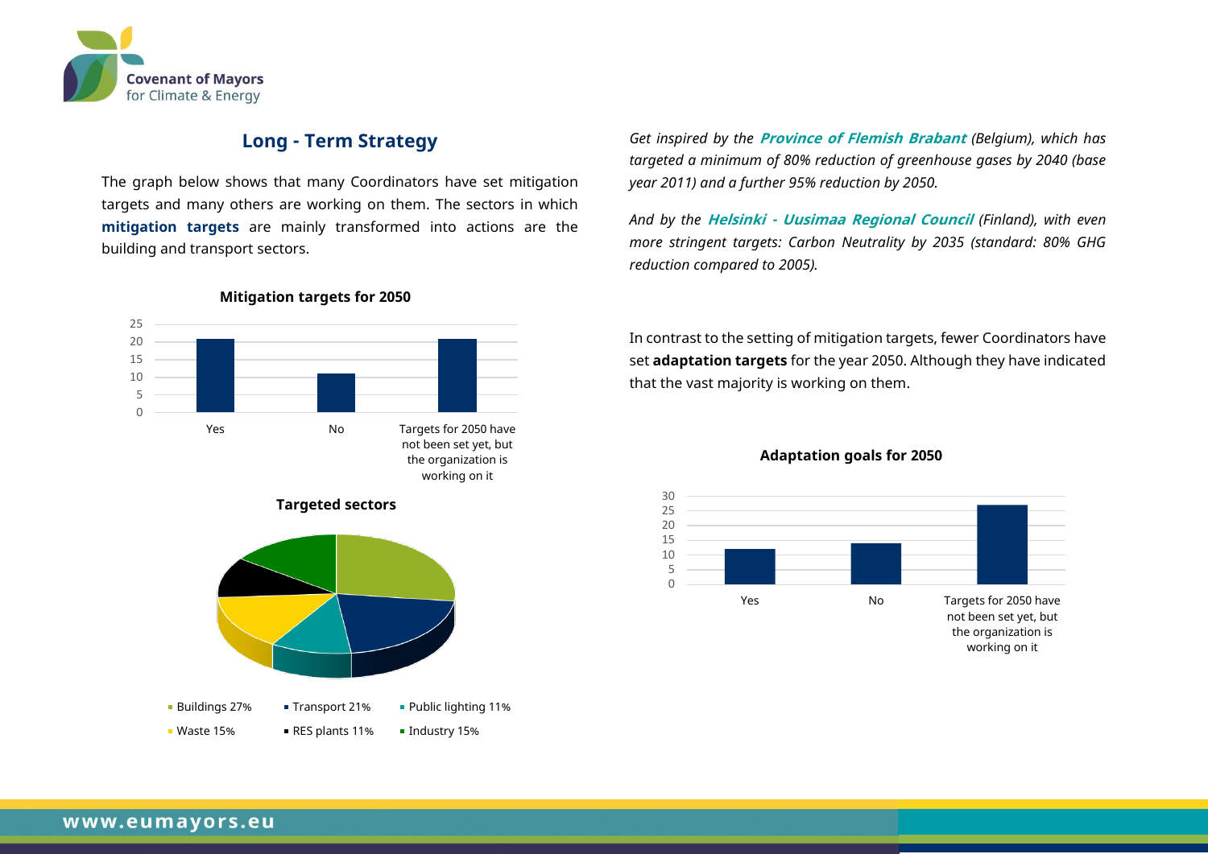## Long - Term Strategy

The graph below shows that many Coordinators have set mitigation targets and many others are working on them. The sectors in which **mitigation targets** are mainly transformed into actions are the building and transport sectors.

**Mitigation targets for 2050**

Yes | No | Targets for 2050 have not been set yet, but the organization is working on it

**Targeted sectors**

- Buildings 27%
- Transport 21%
- Public lighting 11%
- Waste 15%
- RES plants 11%
- Industry 15%

*Get inspired by the **Province of Flemish Brabant** (Belgium), which has targeted a minimum of 80% reduction of greenhouse gases by 2040 (base year 2011) and a further 95% reduction by 2050.*

*And by the **Helsinki - Uusimaa Regional Council** (Finland), with even more stringent targets: Carbon Neutrality by 2035 (standard: 80% GHG reduction compared to 2005).*

In contrast to the setting of mitigation targets, fewer Coordinators have set **adaptation targets** for the year 2050. Although they have indicated that the vast majority is working on them.

**Adaptation goals for 2050**

Yes | No | Targets for 2050 have not been set yet, but the organization is working on it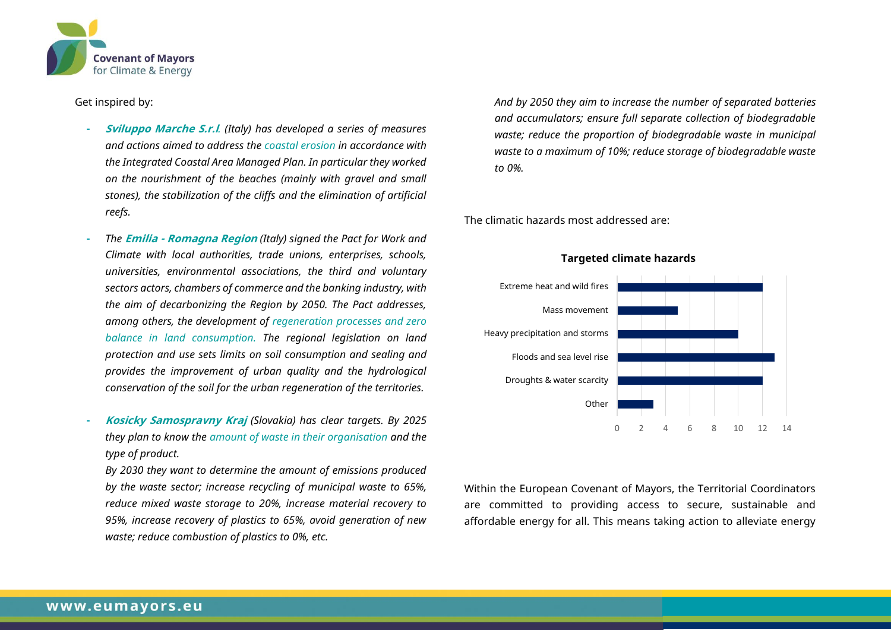Get inspired by:

- ***Sviluppo Marche S.r.l***. *(Italy) has developed a series of measures and actions aimed to address the coastal erosion in accordance with the Integrated Coastal Area Managed Plan. In particular they worked on the nourishment of the beaches (mainly with gravel and small stones), the stabilization of the cliffs and the elimination of artificial reefs.*

- *The **Emilia - Romagna Region** (Italy) signed the Pact for Work and Climate with local authorities, trade unions, enterprises, schools, universities, environmental associations, the third and voluntary sectors actors, chambers of commerce and the banking industry, with the aim of decarbonizing the Region by 2050. The Pact addresses, among others, the development of regeneration processes and zero balance in land consumption. The regional legislation on land protection and use sets limits on soil consumption and sealing and provides the improvement of urban quality and the hydrological conservation of the soil for the urban regeneration of the territories.*

- ***Kosicky Samospravny Kraj** (Slovakia) has clear targets. By 2025 they plan to know the amount of waste in their organisation and the type of product.*

  *By 2030 they want to determine the amount of emissions produced by the waste sector; increase recycling of municipal waste to 65%, reduce mixed waste storage to 20%, increase material recovery to 95%, increase recovery of plastics to 65%, avoid generation of new waste; reduce combustion of plastics to 0%, etc.*

  *And by 2050 they aim to increase the number of separated batteries and accumulators; ensure full separate collection of biodegradable waste; reduce the proportion of biodegradable waste in municipal waste to a maximum of 10%; reduce storage of biodegradable waste to 0%.*

The climatic hazards most addressed are:

**Targeted climate hazards**

| Hazard | Count |
|---|---|
| Extreme heat and wild fires | 12 |
| Mass movement | 5 |
| Heavy precipitation and storms | 10 |
| Floods and sea level rise | 13 |
| Droughts & water scarcity | 12 |
| Other | 3 |

Within the European Covenant of Mayors, the Territorial Coordinators are committed to providing access to secure, sustainable and affordable energy for all. This means taking action to alleviate energy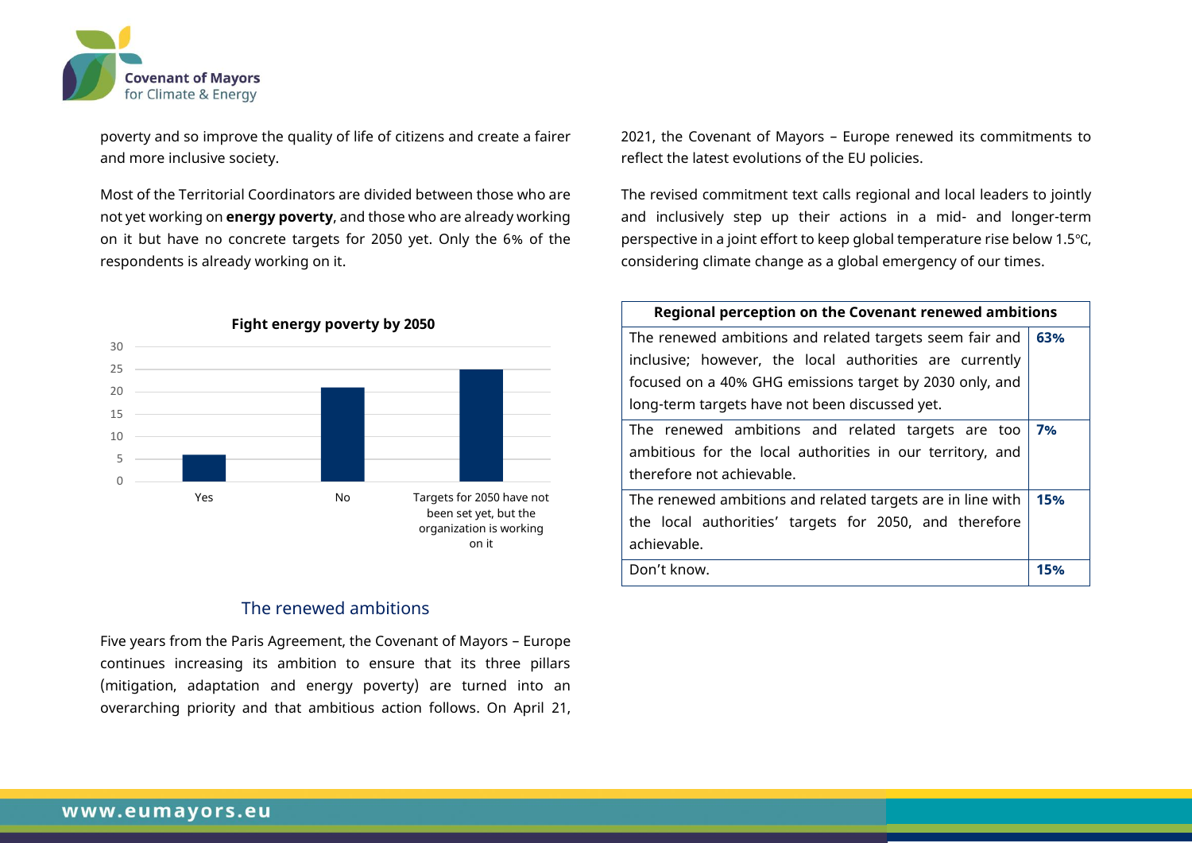poverty and so improve the quality of life of citizens and create a fairer and more inclusive society.

Most of the Territorial Coordinators are divided between those who are not yet working on **energy poverty**, and those who are already working on it but have no concrete targets for 2050 yet. Only the 6% of the respondents is already working on it.

**Fight energy poverty by 2050**

| Response | Value |
|---|---|
| Yes | 6 |
| No | 21 |
| Targets for 2050 have not been set yet, but the organization is working on it | 25 |

## The renewed ambitions

Five years from the Paris Agreement, the Covenant of Mayors – Europe continues increasing its ambition to ensure that its three pillars (mitigation, adaptation and energy poverty) are turned into an overarching priority and that ambitious action follows. On April 21, 2021, the Covenant of Mayors – Europe renewed its commitments to reflect the latest evolutions of the EU policies.

The revised commitment text calls regional and local leaders to jointly and inclusively step up their actions in a mid- and longer-term perspective in a joint effort to keep global temperature rise below 1.5℃, considering climate change as a global emergency of our times.

| Regional perception on the Covenant renewed ambitions | |
|---|---|
| The renewed ambitions and related targets seem fair and inclusive; however, the local authorities are currently focused on a 40% GHG emissions target by 2030 only, and long-term targets have not been discussed yet. | **63%** |
| The renewed ambitions and related targets are too ambitious for the local authorities in our territory, and therefore not achievable. | **7%** |
| The renewed ambitions and related targets are in line with the local authorities' targets for 2050, and therefore achievable. | **15%** |
| Don't know. | **15%** |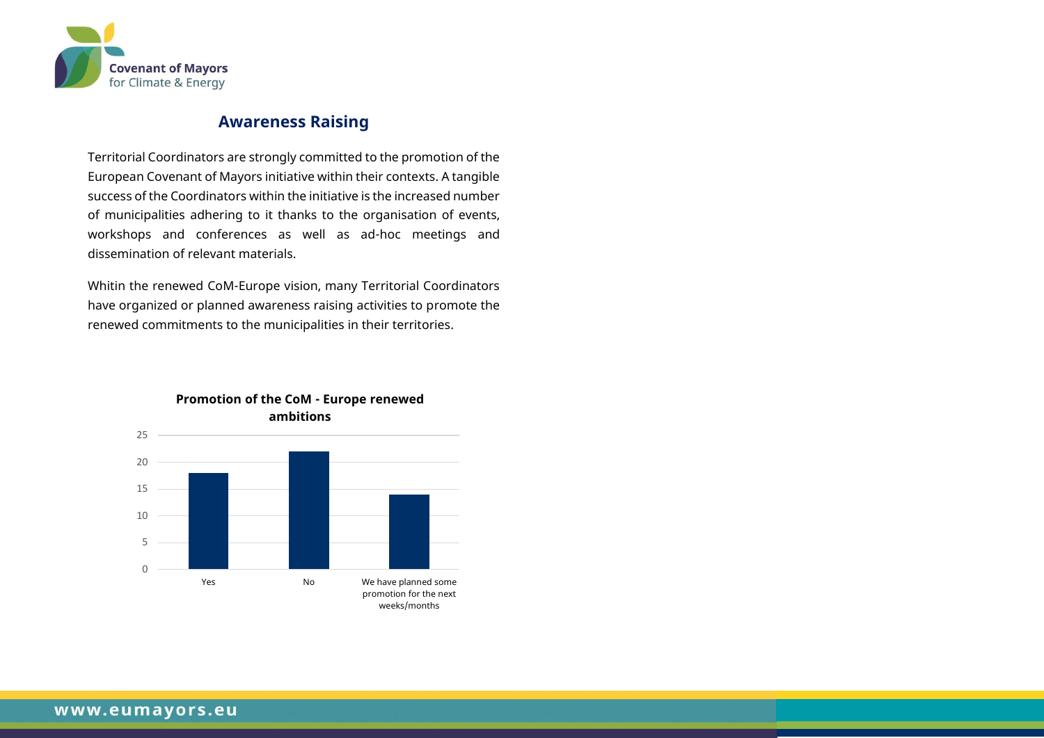## Awareness Raising

Territorial Coordinators are strongly committed to the promotion of the European Covenant of Mayors initiative within their contexts. A tangible success of the Coordinators within the initiative is the increased number of municipalities adhering to it thanks to the organisation of events, workshops and conferences as well as ad-hoc meetings and dissemination of relevant materials.

Whitin the renewed CoM-Europe vision, many Territorial Coordinators have organized or planned awareness raising activities to promote the renewed commitments to the municipalities in their territories.

**Promotion of the CoM - Europe renewed ambitions**

| Response | Count |
| --- | --- |
| Yes | 18 |
| No | 22 |
| We have planned some promotion for the next weeks/months | 14 |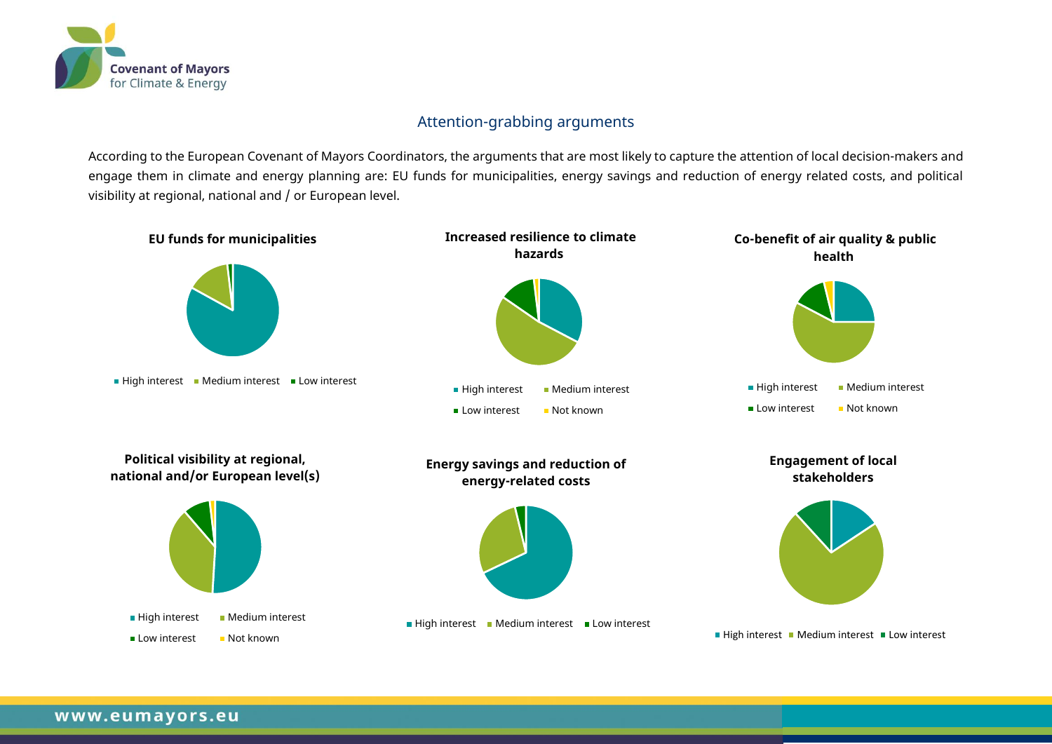## Attention-grabbing arguments

According to the European Covenant of Mayors Coordinators, the arguments that are most likely to capture the attention of local decision-makers and engage them in climate and energy planning are: EU funds for municipalities, energy savings and reduction of energy related costs, and political visibility at regional, national and / or European level.

**EU funds for municipalities**

High interest · Medium interest · Low interest

**Increased resilience to climate hazards**

High interest · Medium interest · Low interest · Not known

**Co-benefit of air quality & public health**

High interest · Medium interest · Low interest · Not known

**Political visibility at regional, national and/or European level(s)**

High interest · Medium interest · Low interest · Not known

**Energy savings and reduction of energy-related costs**

High interest · Medium interest · Low interest

**Engagement of local stakeholders**

High interest · Medium interest · Low interest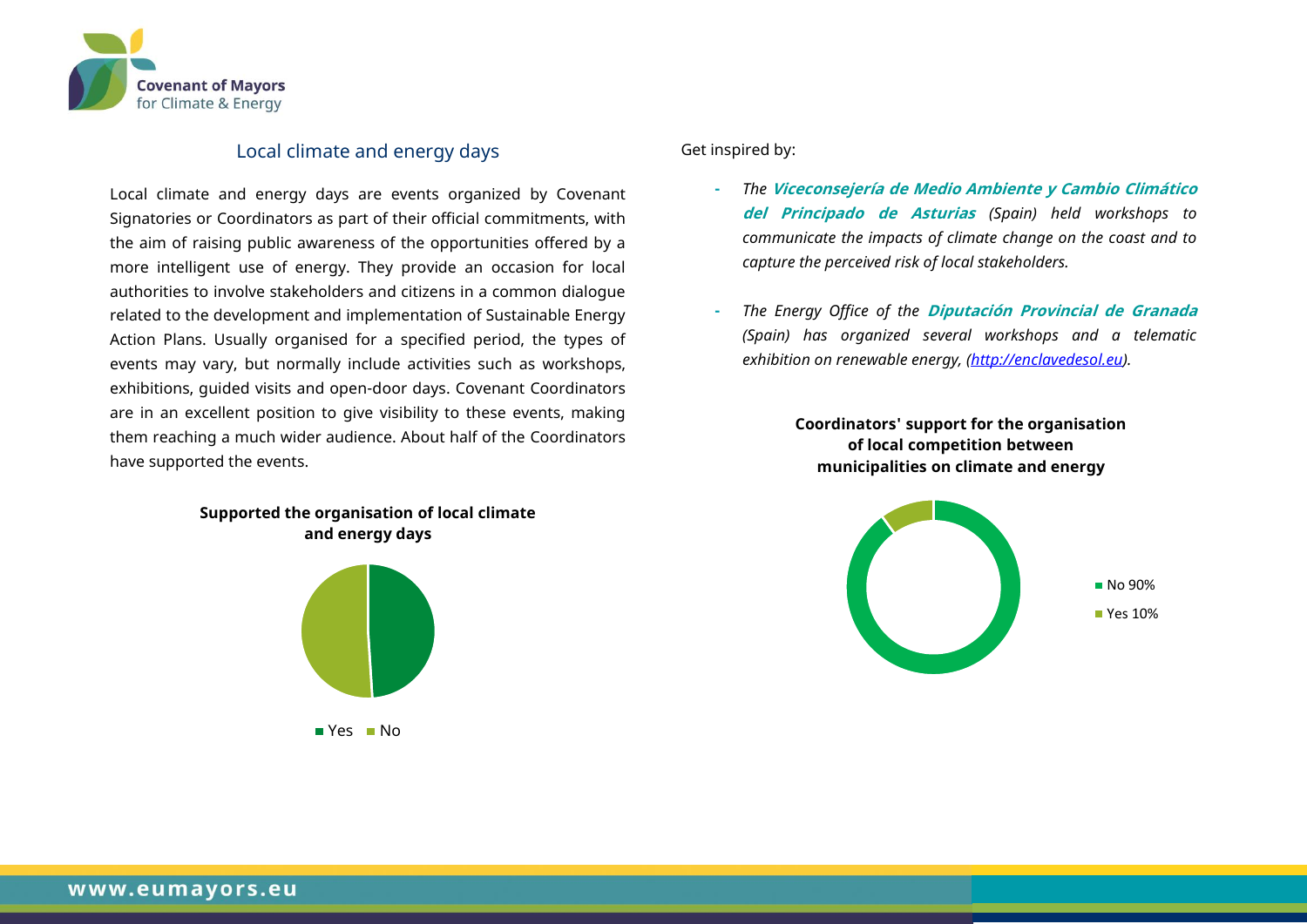## Local climate and energy days

Local climate and energy days are events organized by Covenant Signatories or Coordinators as part of their official commitments, with the aim of raising public awareness of the opportunities offered by a more intelligent use of energy. They provide an occasion for local authorities to involve stakeholders and citizens in a common dialogue related to the development and implementation of Sustainable Energy Action Plans. Usually organised for a specified period, the types of events may vary, but normally include activities such as workshops, exhibitions, guided visits and open-door days. Covenant Coordinators are in an excellent position to give visibility to these events, making them reaching a much wider audience. About half of the Coordinators have supported the events.

**Supported the organisation of local climate and energy days**

Yes | No

Get inspired by:

- *The* ***Viceconsejería de Medio Ambiente y Cambio Climático del Principado de Asturias*** *(Spain) held workshops to communicate the impacts of climate change on the coast and to capture the perceived risk of local stakeholders.*

- *The Energy Office of the* ***Diputación Provincial de Granada*** *(Spain) has organized several workshops and a telematic exhibition on renewable energy, (http://enclavedesol.eu).*

**Coordinators' support for the organisation of local competition between municipalities on climate and energy**

No 90%

Yes 10%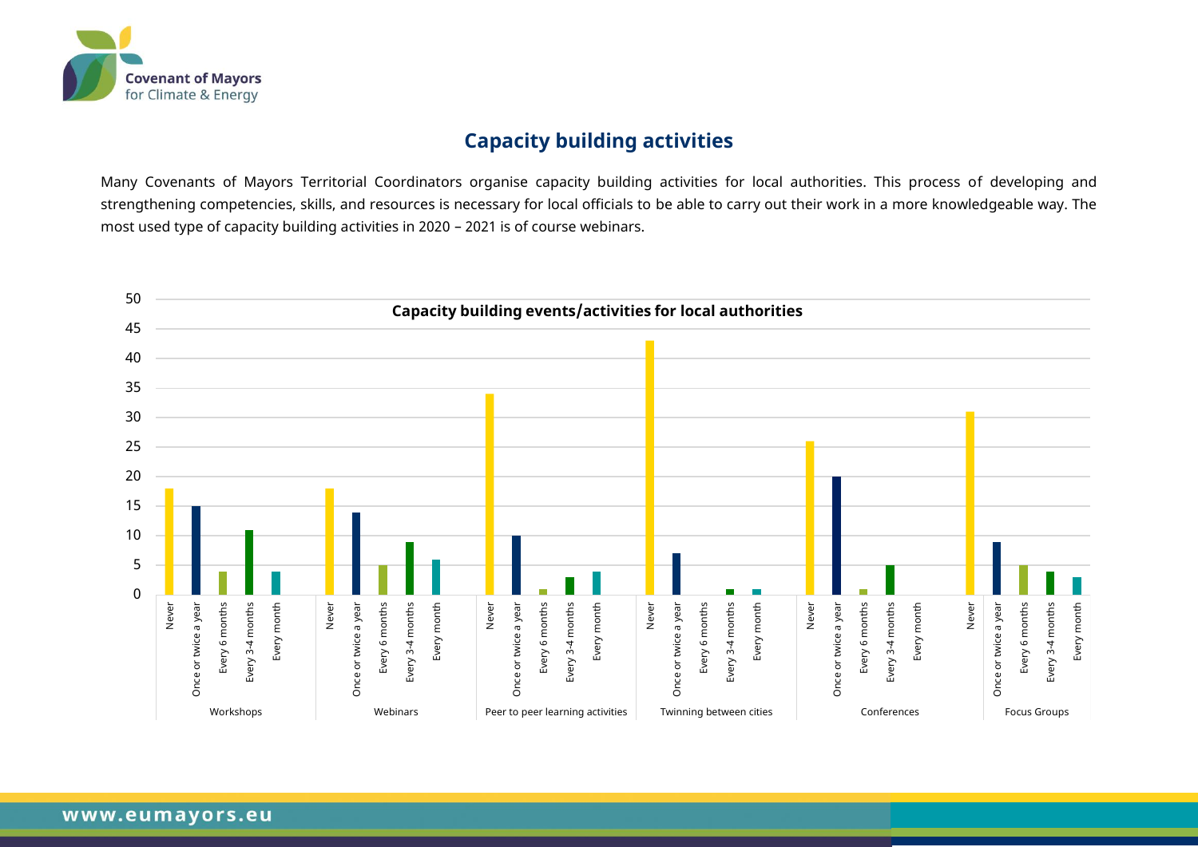# Capacity building activities

Many Covenants of Mayors Territorial Coordinators organise capacity building activities for local authorities. This process of developing and strengthening competencies, skills, and resources is necessary for local officials to be able to carry out their work in a more knowledgeable way. The most used type of capacity building activities in 2020 – 2021 is of course webinars.

**Capacity building events/activities for local authorities**

| Activity | Never | Once or twice a year | Every 6 months | Every 3-4 months | Every month |
|---|---|---|---|---|---|
| Workshops | 18 | 15 | 4 | 11 | 4 |
| Webinars | 18 | 14 | 5 | 9 | 6 |
| Peer to peer learning activities | 34 | 10 | 1 | 3 | 4 |
| Twinning between cities | 43 | 7 | 0 | 1 | 1 |
| Conferences | 26 | 20 | 1 | 5 | 0 |
| Focus Groups | 31 | 9 | 5 | 4 | 3 |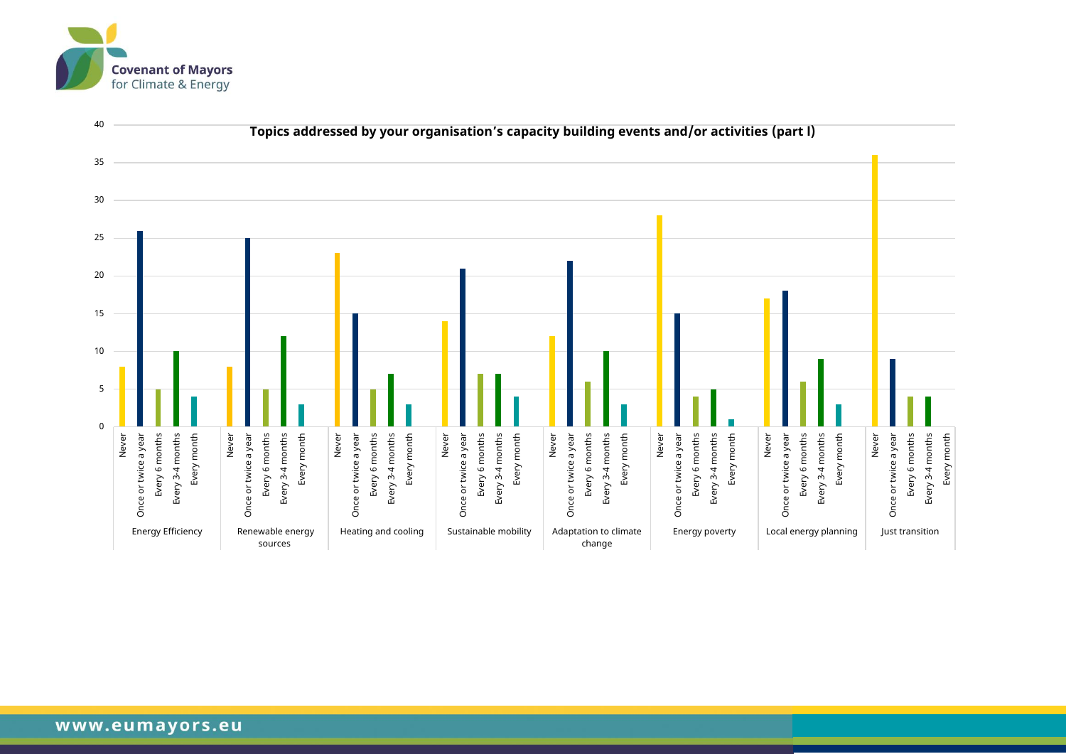**Topics addressed by your organisation's capacity building events and/or activities (part I)**

| Topic | Never | Once or twice a year | Every 6 months | Every 3-4 months | Every month |
|---|---|---|---|---|---|
| Energy Efficiency | 8 | 26 | 5 | 10 | 4 |
| Renewable energy sources | 8 | 25 | 5 | 12 | 3 |
| Heating and cooling | 23 | 15 | 5 | 7 | 3 |
| Sustainable mobility | 14 | 21 | 7 | 7 | 4 |
| Adaptation to climate change | 12 | 22 | 6 | 10 | 3 |
| Energy poverty | 28 | 15 | 4 | 5 | 1 |
| Local energy planning | 17 | 18 | 6 | 9 | 3 |
| Just transition | 36 | 9 | 4 | 4 | 0 |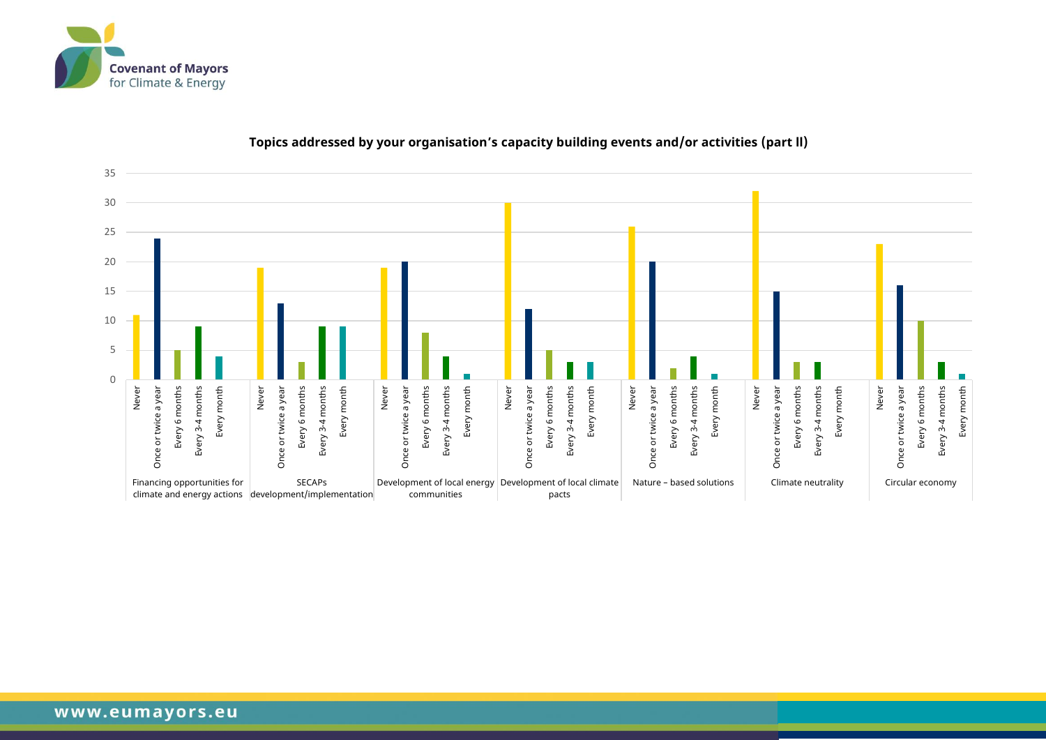**Topics addressed by your organisation's capacity building events and/or activities (part II)**

| Topic | Never | Once or twice a year | Every 6 months | Every 3-4 months | Every month |
|---|---|---|---|---|---|
| Financing opportunities for climate and energy actions | 11 | 24 | 5 | 9 | 4 |
| SECAPs development/implementation | 19 | 13 | 3 | 9 | 9 |
| Development of local energy communities | 19 | 20 | 8 | 4 | 1 |
| Development of local climate pacts | 30 | 12 | 5 | 3 | 3 |
| Nature – based solutions | 26 | 20 | 2 | 4 | 1 |
| Climate neutrality | 32 | 15 | 3 | 3 | 0 |
| Circular economy | 23 | 16 | 10 | 3 | 1 |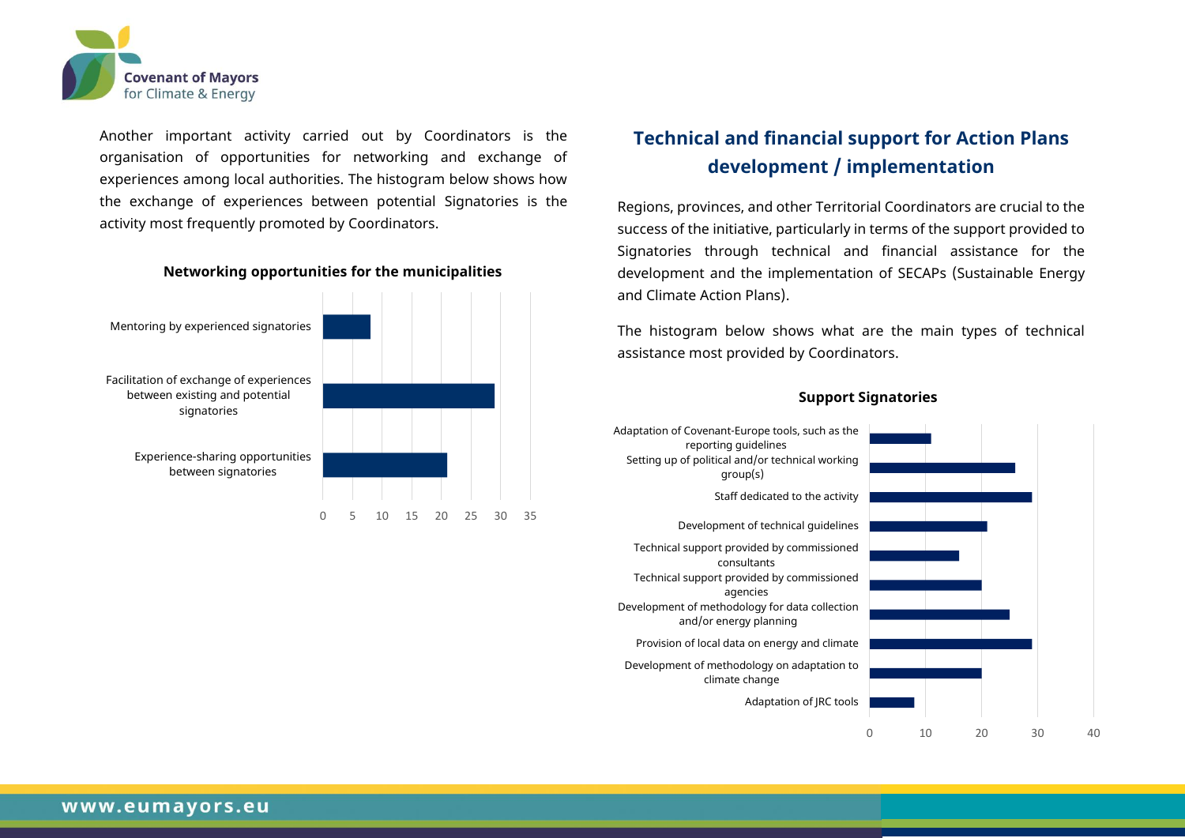Another important activity carried out by Coordinators is the organisation of opportunities for networking and exchange of experiences among local authorities. The histogram below shows how the exchange of experiences between potential Signatories is the activity most frequently promoted by Coordinators.

**Networking opportunities for the municipalities**

| Activity | Value (approx.) |
|---|---|
| Mentoring by experienced signatories | 8 |
| Facilitation of exchange of experiences between existing and potential signatories | 29 |
| Experience-sharing opportunities between signatories | 21 |

## Technical and financial support for Action Plans development / implementation

Regions, provinces, and other Territorial Coordinators are crucial to the success of the initiative, particularly in terms of the support provided to Signatories through technical and financial assistance for the development and the implementation of SECAPs (Sustainable Energy and Climate Action Plans).

The histogram below shows what are the main types of technical assistance most provided by Coordinators.

**Support Signatories**

| Type of support | Value (approx.) |
|---|---|
| Adaptation of Covenant-Europe tools, such as the reporting guidelines | 11 |
| Setting up of political and/or technical working group(s) | 26 |
| Staff dedicated to the activity | 29 |
| Development of technical guidelines | 21 |
| Technical support provided by commissioned consultants | 16 |
| Technical support provided by commissioned agencies | 20 |
| Development of methodology for data collection and/or energy planning | 25 |
| Provision of local data on energy and climate | 29 |
| Development of methodology on adaptation to climate change | 20 |
| Adaptation of JRC tools | 8 |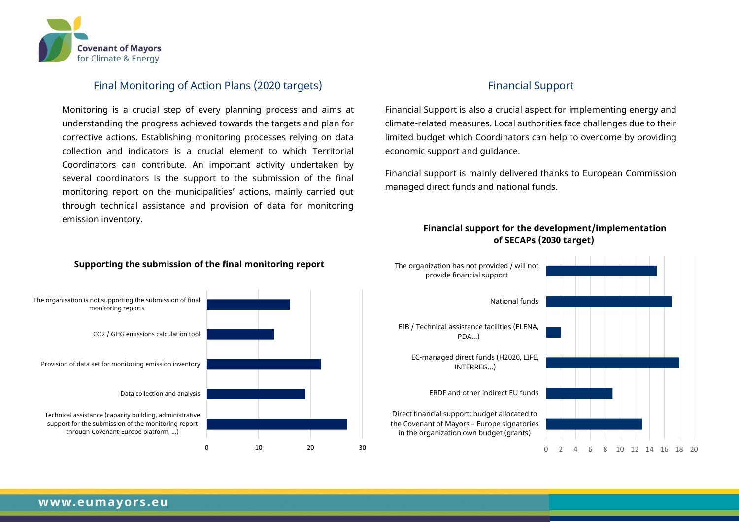## Final Monitoring of Action Plans (2020 targets)

Monitoring is a crucial step of every planning process and aims at understanding the progress achieved towards the targets and plan for corrective actions. Establishing monitoring processes relying on data collection and indicators is a crucial element to which Territorial Coordinators can contribute. An important activity undertaken by several coordinators is the support to the submission of the final monitoring report on the municipalities' actions, mainly carried out through technical assistance and provision of data for monitoring emission inventory.

**Supporting the submission of the final monitoring report**

| Category | Value |
|---|---|
| The organisation is not supporting the submission of final monitoring reports | 16 |
| CO2 / GHG emissions calculation tool | 13 |
| Provision of data set for monitoring emission inventory | 22 |
| Data collection and analysis | 19 |
| Technical assistance (capacity building, administrative support for the submission of the monitoring report through Covenant-Europe platform, ...) | 27 |

## Financial Support

Financial Support is also a crucial aspect for implementing energy and climate-related measures. Local authorities face challenges due to their limited budget which Coordinators can help to overcome by providing economic support and guidance.

Financial support is mainly delivered thanks to European Commission managed direct funds and national funds.

**Financial support for the development/implementation of SECAPs (2030 target)**

| Category | Value |
|---|---|
| The organization has not provided / will not provide financial support | 15 |
| National funds | 17 |
| EIB / Technical assistance facilities (ELENA, PDA...) | 2 |
| EC-managed direct funds (H2020, LIFE, INTERREG...) | 18 |
| ERDF and other indirect EU funds | 9 |
| Direct financial support: budget allocated to the Covenant of Mayors – Europe signatories in the organization own budget (grants) | 13 |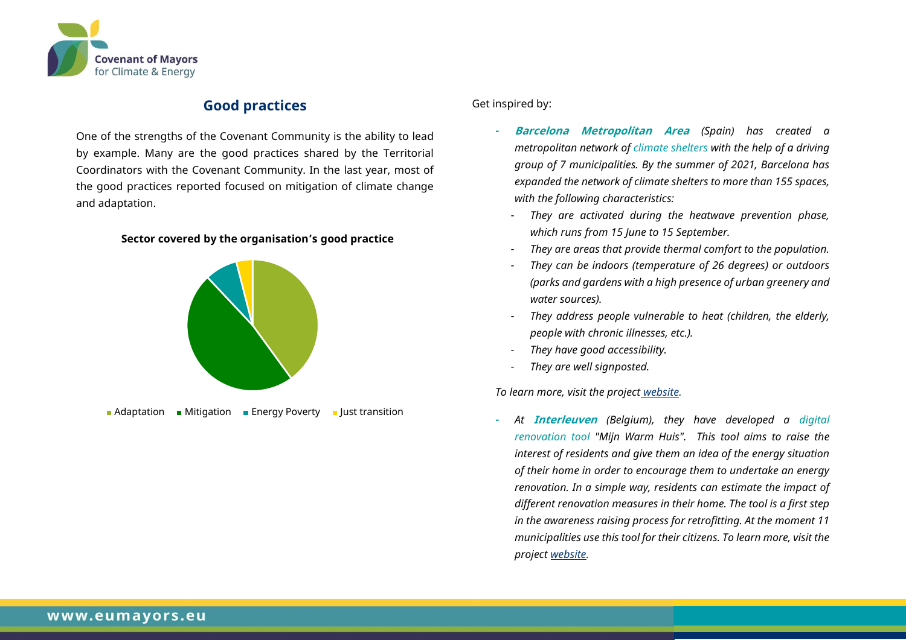## Good practices

One of the strengths of the Covenant Community is the ability to lead by example. Many are the good practices shared by the Territorial Coordinators with the Covenant Community. In the last year, most of the good practices reported focused on mitigation of climate change and adaptation.

**Sector covered by the organisation's good practice**

Adaptation | Mitigation | Energy Poverty | Just transition

Get inspired by:

- ***Barcelona Metropolitan Area*** *(Spain) has created a metropolitan network of climate shelters with the help of a driving group of 7 municipalities. By the summer of 2021, Barcelona has expanded the network of climate shelters to more than 155 spaces, with the following characteristics:*
  - *They are activated during the heatwave prevention phase, which runs from 15 June to 15 September.*
  - *They are areas that provide thermal comfort to the population.*
  - *They can be indoors (temperature of 26 degrees) or outdoors (parks and gardens with a high presence of urban greenery and water sources).*
  - *They address people vulnerable to heat (children, the elderly, people with chronic illnesses, etc.).*
  - *They have good accessibility.*
  - *They are well signposted.*

*To learn more, visit the project website.*

- *At* ***Interleuven*** *(Belgium), they have developed a digital renovation tool "Mijn Warm Huis". This tool aims to raise the interest of residents and give them an idea of the energy situation of their home in order to encourage them to undertake an energy renovation. In a simple way, residents can estimate the impact of different renovation measures in their home. The tool is a first step in the awareness raising process for retrofitting. At the moment 11 municipalities use this tool for their citizens. To learn more, visit the project website.*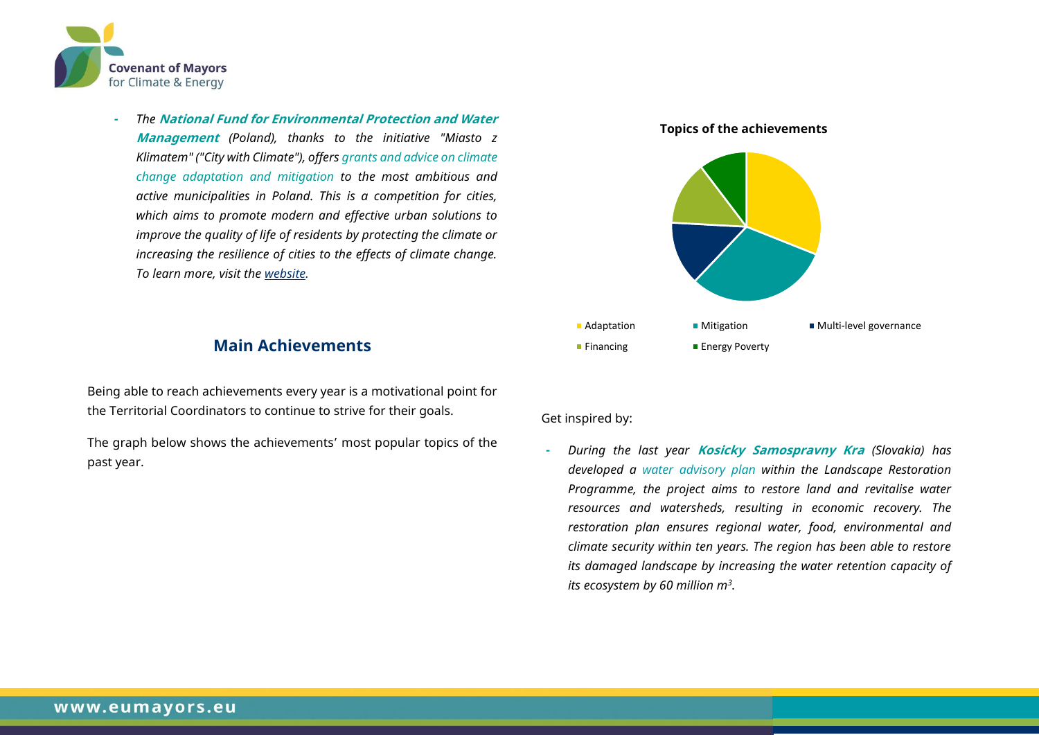- *The **National Fund for Environmental Protection and Water Management** (Poland), thanks to the initiative "Miasto z Klimatem" ("City with Climate"), offers grants and advice on climate change adaptation and mitigation to the most ambitious and active municipalities in Poland. This is a competition for cities, which aims to promote modern and effective urban solutions to improve the quality of life of residents by protecting the climate or increasing the resilience of cities to the effects of climate change. To learn more, visit the [website](website).*

## Main Achievements

Being able to reach achievements every year is a motivational point for the Territorial Coordinators to continue to strive for their goals.

The graph below shows the achievements' most popular topics of the past year.

**Topics of the achievements**

Adaptation · Mitigation · Multi-level governance · Financing · Energy Poverty

Get inspired by:

- *During the last year **Kosicky Samospravny Kra** (Slovakia) has developed a water advisory plan within the Landscape Restoration Programme, the project aims to restore land and revitalise water resources and watersheds, resulting in economic recovery. The restoration plan ensures regional water, food, environmental and climate security within ten years. The region has been able to restore its damaged landscape by increasing the water retention capacity of its ecosystem by 60 million $m^3$.*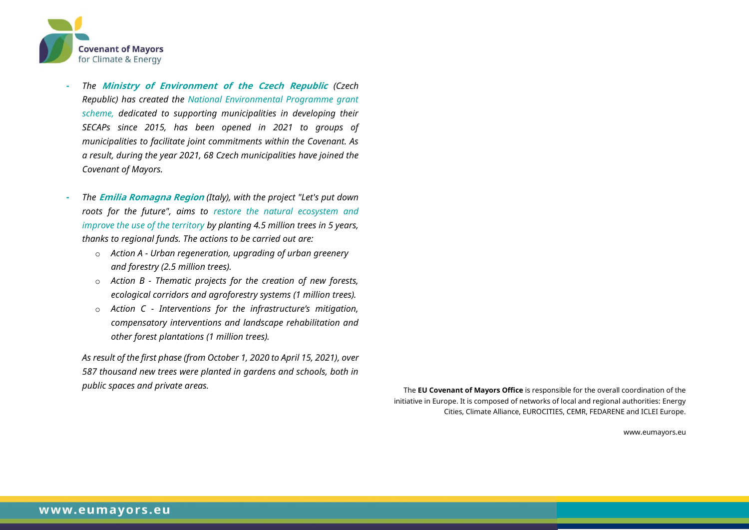- *The* ***Ministry of Environment of the Czech Republic*** *(Czech Republic) has created the National Environmental Programme grant scheme, dedicated to supporting municipalities in developing their SECAPs since 2015, has been opened in 2021 to groups of municipalities to facilitate joint commitments within the Covenant. As a result, during the year 2021, 68 Czech municipalities have joined the Covenant of Mayors.*

- *The* ***Emilia Romagna Region*** *(Italy), with the project "Let's put down roots for the future", aims to restore the natural ecosystem and improve the use of the territory by planting 4.5 million trees in 5 years, thanks to regional funds. The actions to be carried out are:*
  - *Action A - Urban regeneration, upgrading of urban greenery and forestry (2.5 million trees).*
  - *Action B - Thematic projects for the creation of new forests, ecological corridors and agroforestry systems (1 million trees).*
  - *Action C - Interventions for the infrastructure's mitigation, compensatory interventions and landscape rehabilitation and other forest plantations (1 million trees).*

  *As result of the first phase (from October 1, 2020 to April 15, 2021), over 587 thousand new trees were planted in gardens and schools, both in public spaces and private areas.*

The **EU Covenant of Mayors Office** is responsible for the overall coordination of the initiative in Europe. It is composed of networks of local and regional authorities: Energy Cities, Climate Alliance, EUROCITIES, CEMR, FEDARENE and ICLEI Europe.

www.eumayors.eu